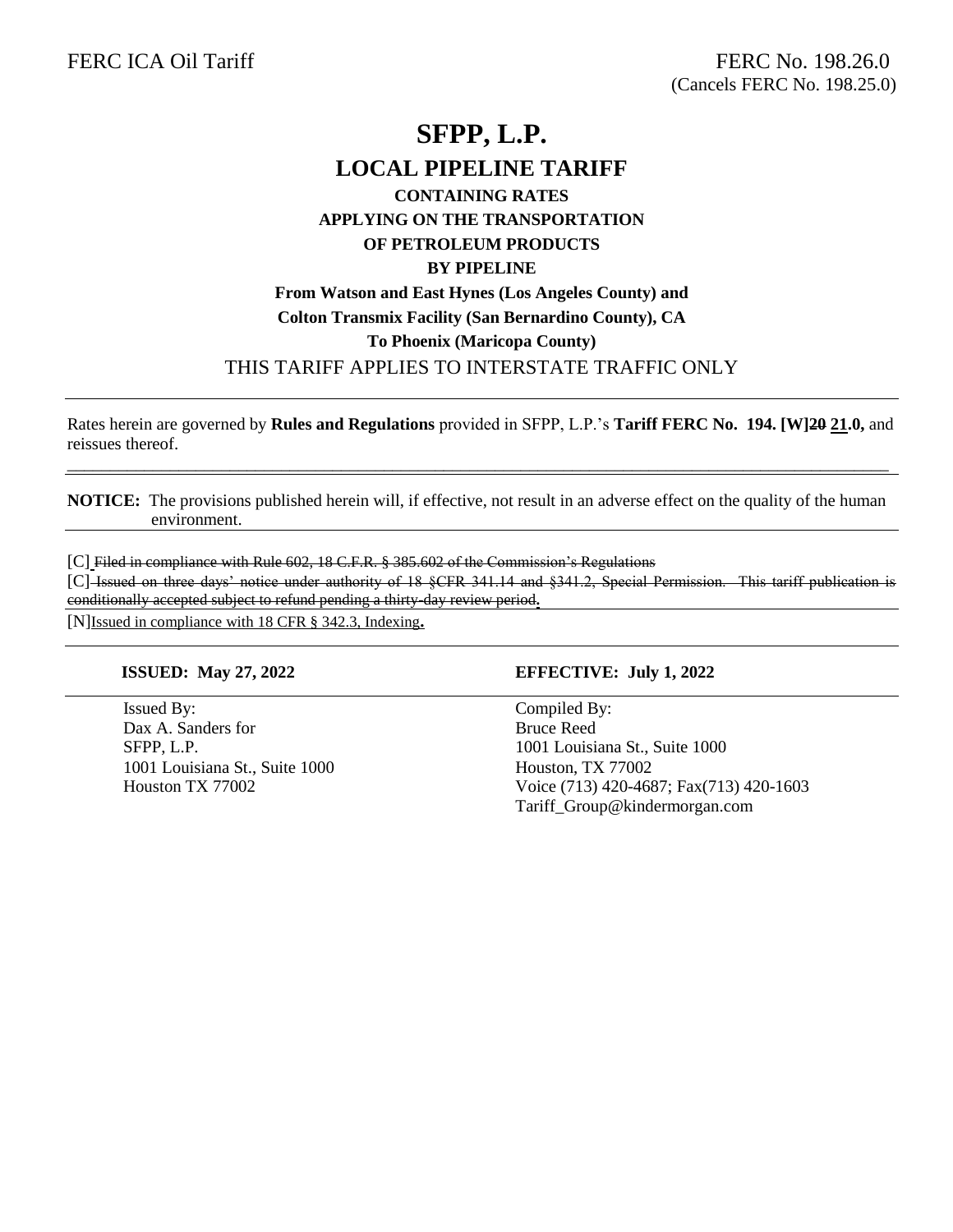FERC ICA Oil Tariff

FERC No. 198.26.0
(Cancels FERC No. 198.25.0)

# SFPP, L.P.

## LOCAL PIPELINE TARIFF

### CONTAINING RATES
### APPLYING ON THE TRANSPORTATION
### OF PETROLEUM PRODUCTS
### BY PIPELINE

**From Watson and East Hynes (Los Angeles County) and**
**Colton Transmix Facility (San Bernardino County), CA**
**To Phoenix (Maricopa County)**

THIS TARIFF APPLIES TO INTERSTATE TRAFFIC ONLY

---

Rates herein are governed by **Rules and Regulations** provided in SFPP, L.P.'s **Tariff FERC No. 194. [W]~~20~~ 21.0,** and reissues thereof.

---

**NOTICE:** The provisions published herein will, if effective, not result in an adverse effect on the quality of the human environment.

---

[C] ~~Filed in compliance with Rule 602, 18 C.F.R. § 385.602 of the Commission's Regulations~~

[C] ~~Issued on three days' notice under authority of 18 §CFR 341.14 and §341.2, Special Permission. This tariff publication is conditionally accepted subject to refund pending a thirty-day review period.~~

[N]Issued in compliance with 18 CFR § 342.3, Indexing.

---

**ISSUED: May 27, 2022**

**EFFECTIVE: July 1, 2022**

---

Issued By:
Dax A. Sanders for
SFPP, L.P.
1001 Louisiana St., Suite 1000
Houston TX 77002

Compiled By:
Bruce Reed
1001 Louisiana St., Suite 1000
Houston, TX 77002
Voice (713) 420-4687; Fax(713) 420-1603
Tariff_Group@kindermorgan.com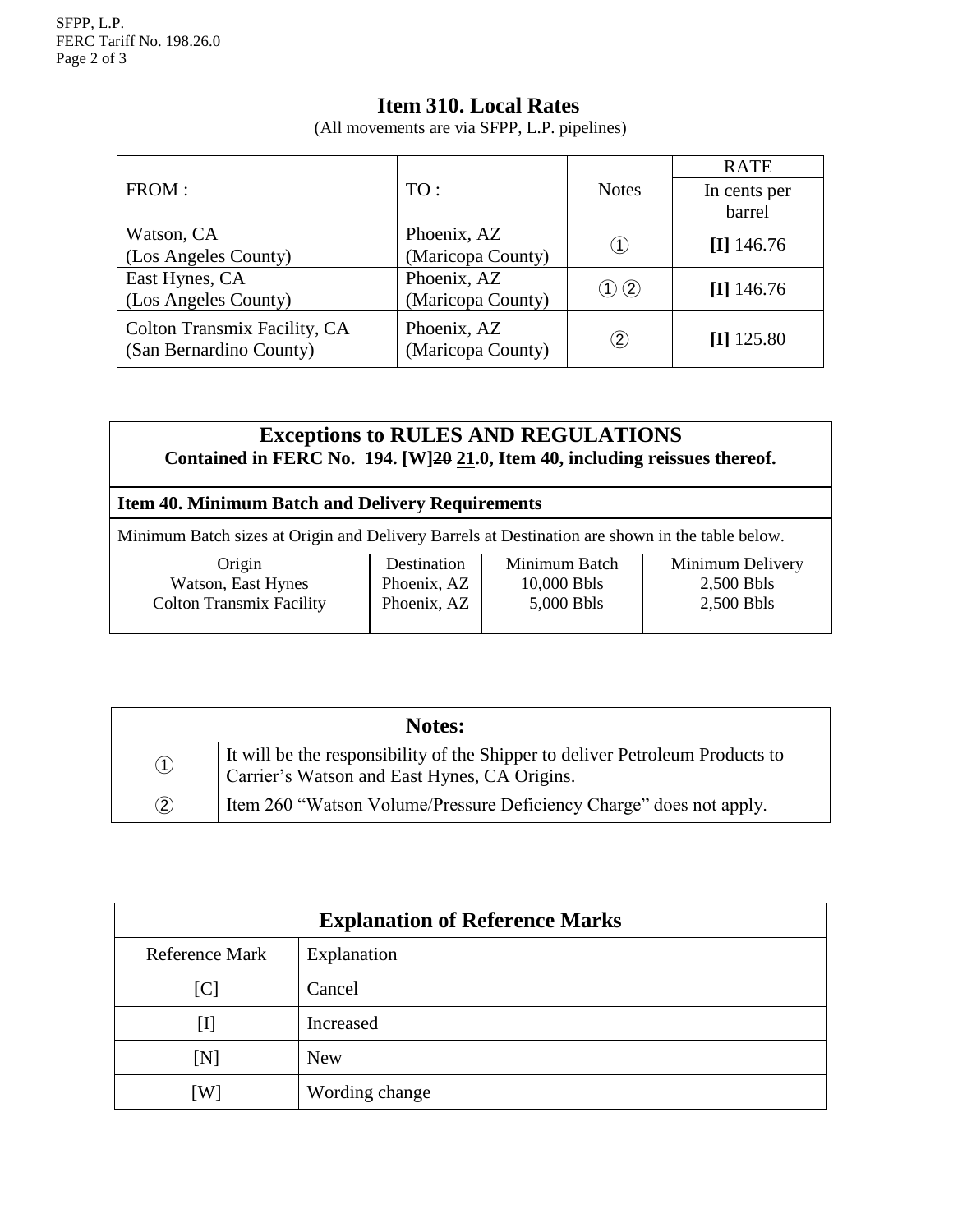## Item 310. Local Rates

(All movements are via SFPP, L.P. pipelines)

| FROM : | TO : | Notes | RATE In cents per barrel |
|---|---|---|---|
| Watson, CA (Los Angeles County) | Phoenix, AZ (Maricopa County) | ① | **[I]** 146.76 |
| East Hynes, CA (Los Angeles County) | Phoenix, AZ (Maricopa County) | ① ② | **[I]** 146.76 |
| Colton Transmix Facility, CA (San Bernardino County) | Phoenix, AZ (Maricopa County) | ② | **[I]** 125.80 |

## Exceptions to RULES AND REGULATIONS

**Contained in FERC No. 194. [W]~~20~~ 21.0, Item 40, including reissues thereof.**

**Item 40. Minimum Batch and Delivery Requirements**

Minimum Batch sizes at Origin and Delivery Barrels at Destination are shown in the table below.

| Origin | Destination | Minimum Batch | Minimum Delivery |
|---|---|---|---|
| Watson, East Hynes | Phoenix, AZ | 10,000 Bbls | 2,500 Bbls |
| Colton Transmix Facility | Phoenix, AZ | 5,000 Bbls | 2,500 Bbls |

| Notes: | |
|---|---|
| ① | It will be the responsibility of the Shipper to deliver Petroleum Products to Carrier's Watson and East Hynes, CA Origins. |
| ② | Item 260 "Watson Volume/Pressure Deficiency Charge" does not apply. |

## Explanation of Reference Marks

| Reference Mark | Explanation |
|---|---|
| [C] | Cancel |
| [I] | Increased |
| [N] | New |
| [W] | Wording change |